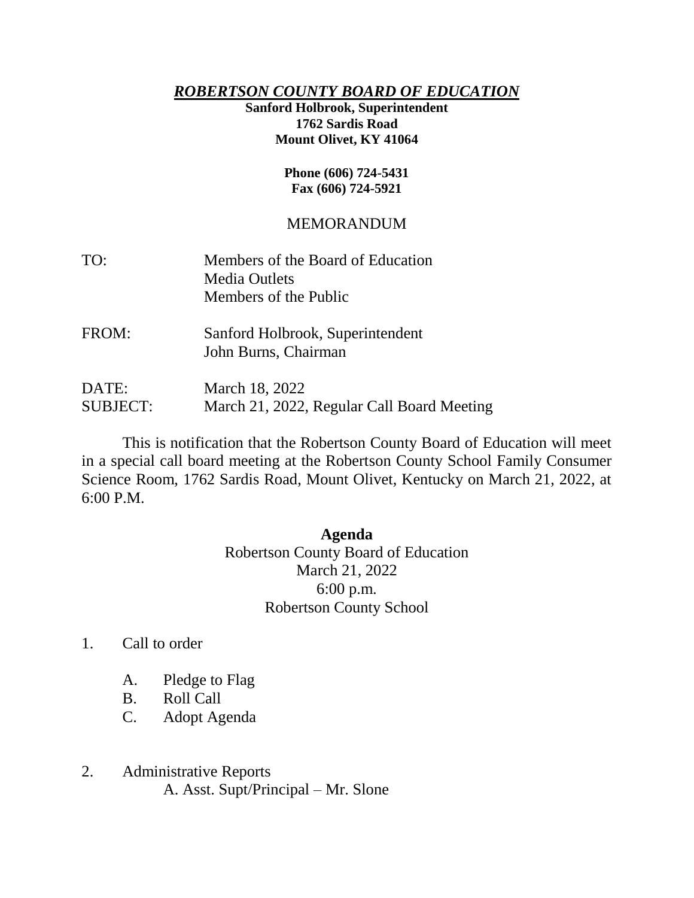***ROBERTSON COUNTY BOARD OF EDUCATION***

**Sanford Holbrook, Superintendent**
**1762 Sardis Road**
**Mount Olivet, KY 41064**

**Phone (606) 724-5431**
**Fax (606) 724-5921**

MEMORANDUM

TO: Members of the Board of Education
Media Outlets
Members of the Public

FROM: Sanford Holbrook, Superintendent
John Burns, Chairman

DATE: March 18, 2022
SUBJECT: March 21, 2022, Regular Call Board Meeting

This is notification that the Robertson County Board of Education will meet in a special call board meeting at the Robertson County School Family Consumer Science Room, 1762 Sardis Road, Mount Olivet, Kentucky on March 21, 2022, at 6:00 P.M.

**Agenda**

Robertson County Board of Education
March 21, 2022
6:00 p.m.
Robertson County School

1. Call to order
   - A. Pledge to Flag
   - B. Roll Call
   - C. Adopt Agenda

2. Administrative Reports
   - A. Asst. Supt/Principal – Mr. Slone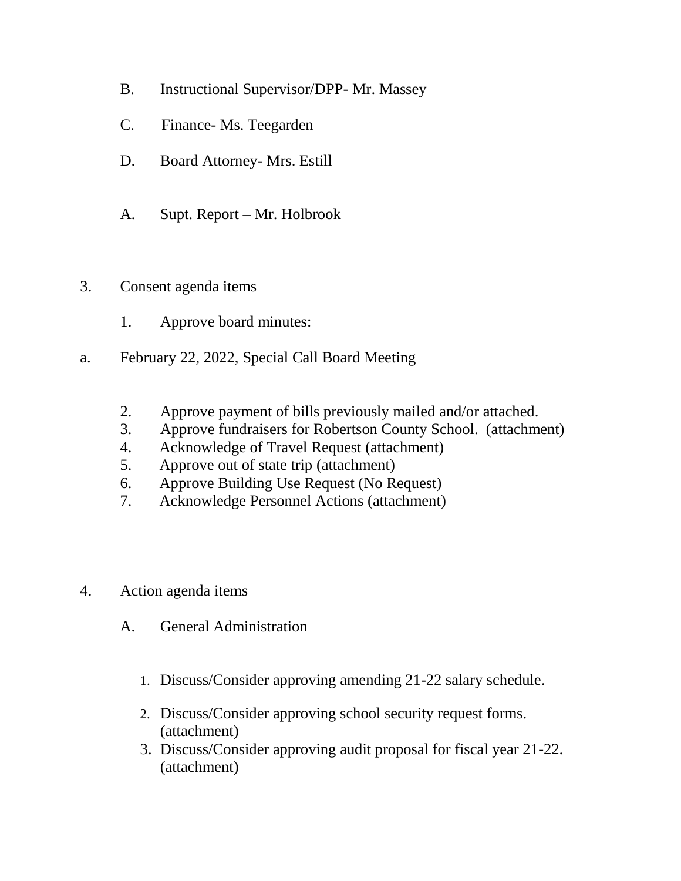B. Instructional Supervisor/DPP- Mr. Massey

C. Finance- Ms. Teegarden

D. Board Attorney- Mrs. Estill

A. Supt. Report – Mr. Holbrook

3. Consent agenda items

   1. Approve board minutes:

a. February 22, 2022, Special Call Board Meeting

   2. Approve payment of bills previously mailed and/or attached.
   3. Approve fundraisers for Robertson County School. (attachment)
   4. Acknowledge of Travel Request (attachment)
   5. Approve out of state trip (attachment)
   6. Approve Building Use Request (No Request)
   7. Acknowledge Personnel Actions (attachment)

4. Action agenda items

   A. General Administration

      1. Discuss/Consider approving amending 21-22 salary schedule.
      2. Discuss/Consider approving school security request forms. (attachment)
      3. Discuss/Consider approving audit proposal for fiscal year 21-22. (attachment)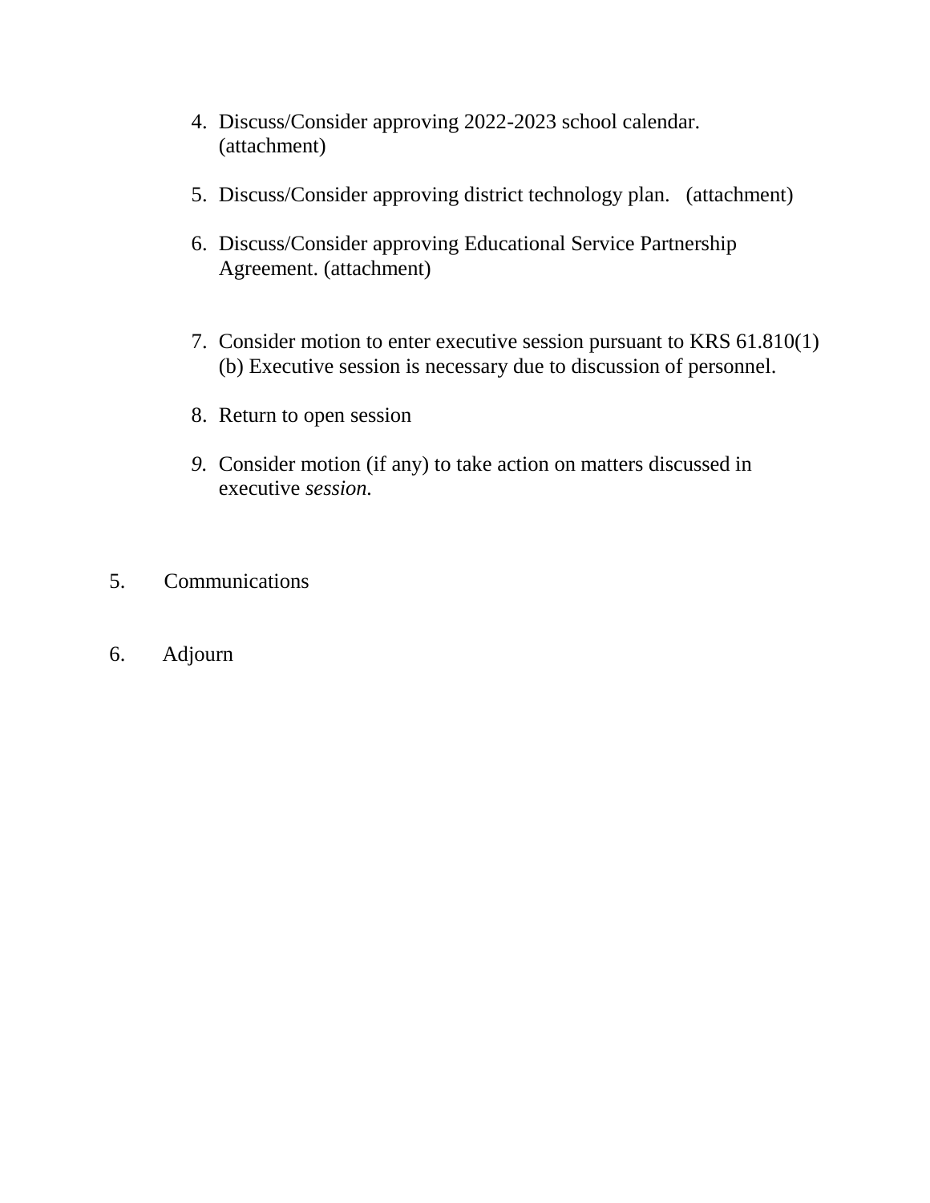4. Discuss/Consider approving 2022-2023 school calendar. (attachment)

5. Discuss/Consider approving district technology plan. (attachment)

6. Discuss/Consider approving Educational Service Partnership Agreement. (attachment)

7. Consider motion to enter executive session pursuant to KRS 61.810(1)(b) Executive session is necessary due to discussion of personnel.

8. Return to open session

9. Consider motion (if any) to take action on matters discussed in executive *session.*

5. Communications

6. Adjourn